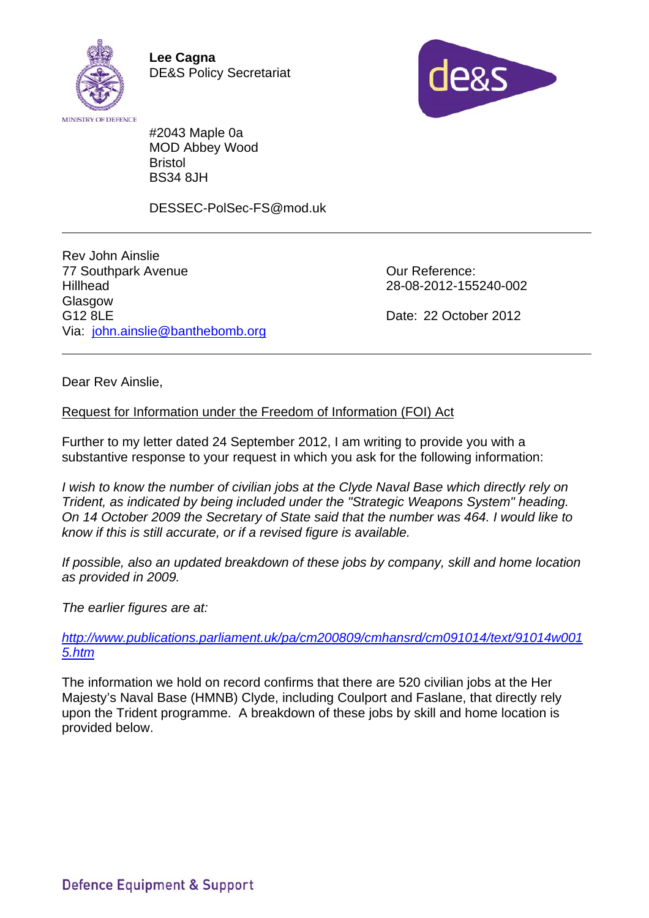MINISTRY OF DEFENCE

**Lee Cagna**
DE&S Policy Secretariat

#2043 Maple 0a
MOD Abbey Wood
Bristol
BS34 8JH

DESSEC-PolSec-FS@mod.uk

---

Rev John Ainslie
77 Southpark Avenue
Hillhead
Glasgow
G12 8LE
Via: [john.ainslie@banthebomb.org](mailto:john.ainslie@banthebomb.org)

Our Reference:
28-08-2012-155240-002

Date: 22 October 2012

---

Dear Rev Ainslie,

Request for Information under the Freedom of Information (FOI) Act

Further to my letter dated 24 September 2012, I am writing to provide you with a substantive response to your request in which you ask for the following information:

*I wish to know the number of civilian jobs at the Clyde Naval Base which directly rely on Trident, as indicated by being included under the "Strategic Weapons System" heading. On 14 October 2009 the Secretary of State said that the number was 464. I would like to know if this is still accurate, or if a revised figure is available.*

*If possible, also an updated breakdown of these jobs by company, skill and home location as provided in 2009.*

*The earlier figures are at:*

*[http://www.publications.parliament.uk/pa/cm200809/cmhansrd/cm091014/text/91014w0015.htm](http://www.publications.parliament.uk/pa/cm200809/cmhansrd/cm091014/text/91014w0015.htm)*

The information we hold on record confirms that there are 520 civilian jobs at the Her Majesty's Naval Base (HMNB) Clyde, including Coulport and Faslane, that directly rely upon the Trident programme. A breakdown of these jobs by skill and home location is provided below.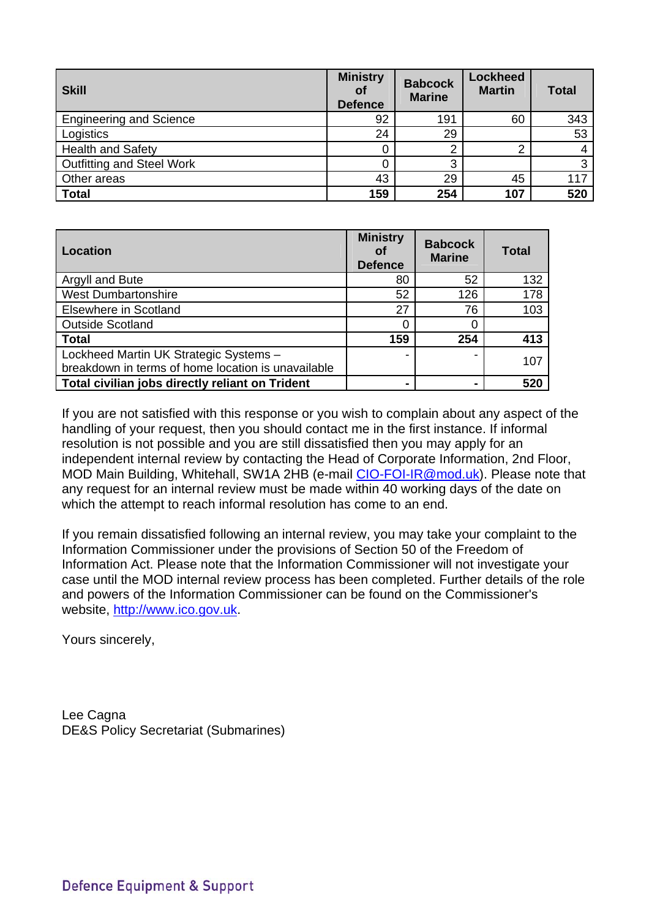| Skill | Ministry of Defence | Babcock Marine | Lockheed Martin | Total |
|---|---|---|---|---|
| Engineering and Science | 92 | 191 | 60 | 343 |
| Logistics | 24 | 29 | | 53 |
| Health and Safety | 0 | 2 | 2 | 4 |
| Outfitting and Steel Work | 0 | 3 | | 3 |
| Other areas | 43 | 29 | 45 | 117 |
| **Total** | **159** | **254** | **107** | **520** |

| Location | Ministry of Defence | Babcock Marine | Total |
|---|---|---|---|
| Argyll and Bute | 80 | 52 | 132 |
| West Dumbartonshire | 52 | 126 | 178 |
| Elsewhere in Scotland | 27 | 76 | 103 |
| Outside Scotland | 0 | 0 | |
| **Total** | **159** | **254** | **413** |
| Lockheed Martin UK Strategic Systems – breakdown in terms of home location is unavailable | - | - | 107 |
| **Total civilian jobs directly reliant on Trident** | **-** | **-** | **520** |

If you are not satisfied with this response or you wish to complain about any aspect of the handling of your request, then you should contact me in the first instance. If informal resolution is not possible and you are still dissatisfied then you may apply for an independent internal review by contacting the Head of Corporate Information, 2nd Floor, MOD Main Building, Whitehall, SW1A 2HB (e-mail CIO-FOI-IR@mod.uk). Please note that any request for an internal review must be made within 40 working days of the date on which the attempt to reach informal resolution has come to an end.

If you remain dissatisfied following an internal review, you may take your complaint to the Information Commissioner under the provisions of Section 50 of the Freedom of Information Act. Please note that the Information Commissioner will not investigate your case until the MOD internal review process has been completed. Further details of the role and powers of the Information Commissioner can be found on the Commissioner's website, http://www.ico.gov.uk.

Yours sincerely,

Lee Cagna
DE&S Policy Secretariat (Submarines)